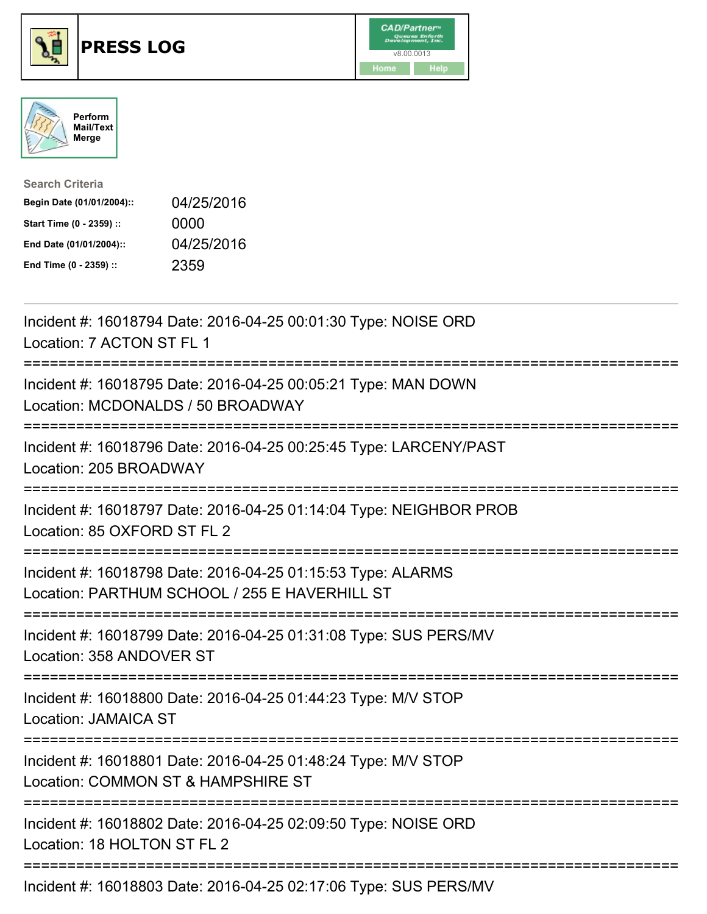# PRESS LOG

Perform Mail/Text Merge

**Search Criteria**

| | |
|---|---|
| **Begin Date (01/01/2004)::** | 04/25/2016 |
| **Start Time (0 - 2359) ::** | 0000 |
| **End Date (01/01/2004)::** | 04/25/2016 |
| **End Time (0 - 2359) ::** | 2359 |

---

Incident #: 16018794 Date: 2016-04-25 00:01:30 Type: NOISE ORD
Location: 7 ACTON ST FL 1

===========================================================================

Incident #: 16018795 Date: 2016-04-25 00:05:21 Type: MAN DOWN
Location: MCDONALDS / 50 BROADWAY

===========================================================================

Incident #: 16018796 Date: 2016-04-25 00:25:45 Type: LARCENY/PAST
Location: 205 BROADWAY

===========================================================================

Incident #: 16018797 Date: 2016-04-25 01:14:04 Type: NEIGHBOR PROB
Location: 85 OXFORD ST FL 2

===========================================================================

Incident #: 16018798 Date: 2016-04-25 01:15:53 Type: ALARMS
Location: PARTHUM SCHOOL / 255 E HAVERHILL ST

===========================================================================

Incident #: 16018799 Date: 2016-04-25 01:31:08 Type: SUS PERS/MV
Location: 358 ANDOVER ST

===========================================================================

Incident #: 16018800 Date: 2016-04-25 01:44:23 Type: M/V STOP
Location: JAMAICA ST

===========================================================================

Incident #: 16018801 Date: 2016-04-25 01:48:24 Type: M/V STOP
Location: COMMON ST & HAMPSHIRE ST

===========================================================================

Incident #: 16018802 Date: 2016-04-25 02:09:50 Type: NOISE ORD
Location: 18 HOLTON ST FL 2

===========================================================================

Incident #: 16018803 Date: 2016-04-25 02:17:06 Type: SUS PERS/MV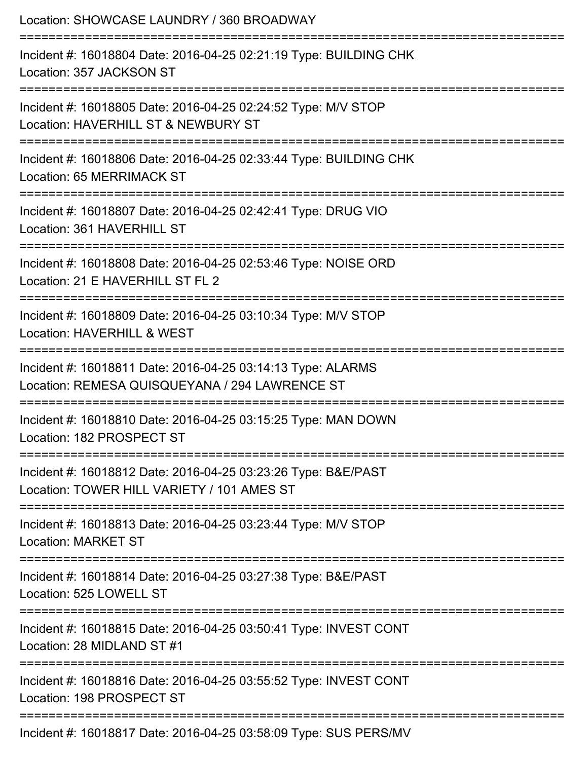Location: SHOWCASE LAUNDRY / 360 BROADWAY

===========================================================================

Incident #: 16018804 Date: 2016-04-25 02:21:19 Type: BUILDING CHK
Location: 357 JACKSON ST

===========================================================================

Incident #: 16018805 Date: 2016-04-25 02:24:52 Type: M/V STOP
Location: HAVERHILL ST & NEWBURY ST

===========================================================================

Incident #: 16018806 Date: 2016-04-25 02:33:44 Type: BUILDING CHK
Location: 65 MERRIMACK ST

===========================================================================

Incident #: 16018807 Date: 2016-04-25 02:42:41 Type: DRUG VIO
Location: 361 HAVERHILL ST

===========================================================================

Incident #: 16018808 Date: 2016-04-25 02:53:46 Type: NOISE ORD
Location: 21 E HAVERHILL ST FL 2

===========================================================================

Incident #: 16018809 Date: 2016-04-25 03:10:34 Type: M/V STOP
Location: HAVERHILL & WEST

===========================================================================

Incident #: 16018811 Date: 2016-04-25 03:14:13 Type: ALARMS
Location: REMESA QUISQUEYANA / 294 LAWRENCE ST

===========================================================================

Incident #: 16018810 Date: 2016-04-25 03:15:25 Type: MAN DOWN
Location: 182 PROSPECT ST

===========================================================================

Incident #: 16018812 Date: 2016-04-25 03:23:26 Type: B&E/PAST
Location: TOWER HILL VARIETY / 101 AMES ST

===========================================================================

Incident #: 16018813 Date: 2016-04-25 03:23:44 Type: M/V STOP
Location: MARKET ST

===========================================================================

Incident #: 16018814 Date: 2016-04-25 03:27:38 Type: B&E/PAST
Location: 525 LOWELL ST

===========================================================================

Incident #: 16018815 Date: 2016-04-25 03:50:41 Type: INVEST CONT
Location: 28 MIDLAND ST #1

===========================================================================

Incident #: 16018816 Date: 2016-04-25 03:55:52 Type: INVEST CONT
Location: 198 PROSPECT ST

===========================================================================

Incident #: 16018817 Date: 2016-04-25 03:58:09 Type: SUS PERS/MV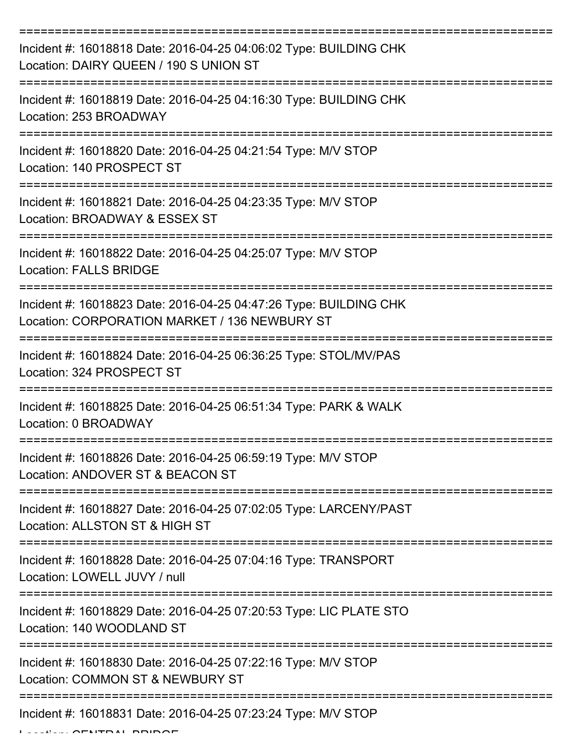===========================================================================

Incident #: 16018818 Date: 2016-04-25 04:06:02 Type: BUILDING CHK
Location: DAIRY QUEEN / 190 S UNION ST

===========================================================================

Incident #: 16018819 Date: 2016-04-25 04:16:30 Type: BUILDING CHK
Location: 253 BROADWAY

===========================================================================

Incident #: 16018820 Date: 2016-04-25 04:21:54 Type: M/V STOP
Location: 140 PROSPECT ST

===========================================================================

Incident #: 16018821 Date: 2016-04-25 04:23:35 Type: M/V STOP
Location: BROADWAY & ESSEX ST

===========================================================================

Incident #: 16018822 Date: 2016-04-25 04:25:07 Type: M/V STOP
Location: FALLS BRIDGE

===========================================================================

Incident #: 16018823 Date: 2016-04-25 04:47:26 Type: BUILDING CHK
Location: CORPORATION MARKET / 136 NEWBURY ST

===========================================================================

Incident #: 16018824 Date: 2016-04-25 06:36:25 Type: STOL/MV/PAS
Location: 324 PROSPECT ST

===========================================================================

Incident #: 16018825 Date: 2016-04-25 06:51:34 Type: PARK & WALK
Location: 0 BROADWAY

===========================================================================

Incident #: 16018826 Date: 2016-04-25 06:59:19 Type: M/V STOP
Location: ANDOVER ST & BEACON ST

===========================================================================

Incident #: 16018827 Date: 2016-04-25 07:02:05 Type: LARCENY/PAST
Location: ALLSTON ST & HIGH ST

===========================================================================

Incident #: 16018828 Date: 2016-04-25 07:04:16 Type: TRANSPORT
Location: LOWELL JUVY / null

===========================================================================

Incident #: 16018829 Date: 2016-04-25 07:20:53 Type: LIC PLATE STO
Location: 140 WOODLAND ST

===========================================================================

Incident #: 16018830 Date: 2016-04-25 07:22:16 Type: M/V STOP
Location: COMMON ST & NEWBURY ST

===========================================================================

Incident #: 16018831 Date: 2016-04-25 07:23:24 Type: M/V STOP
Location: CENTRAL BRIDGE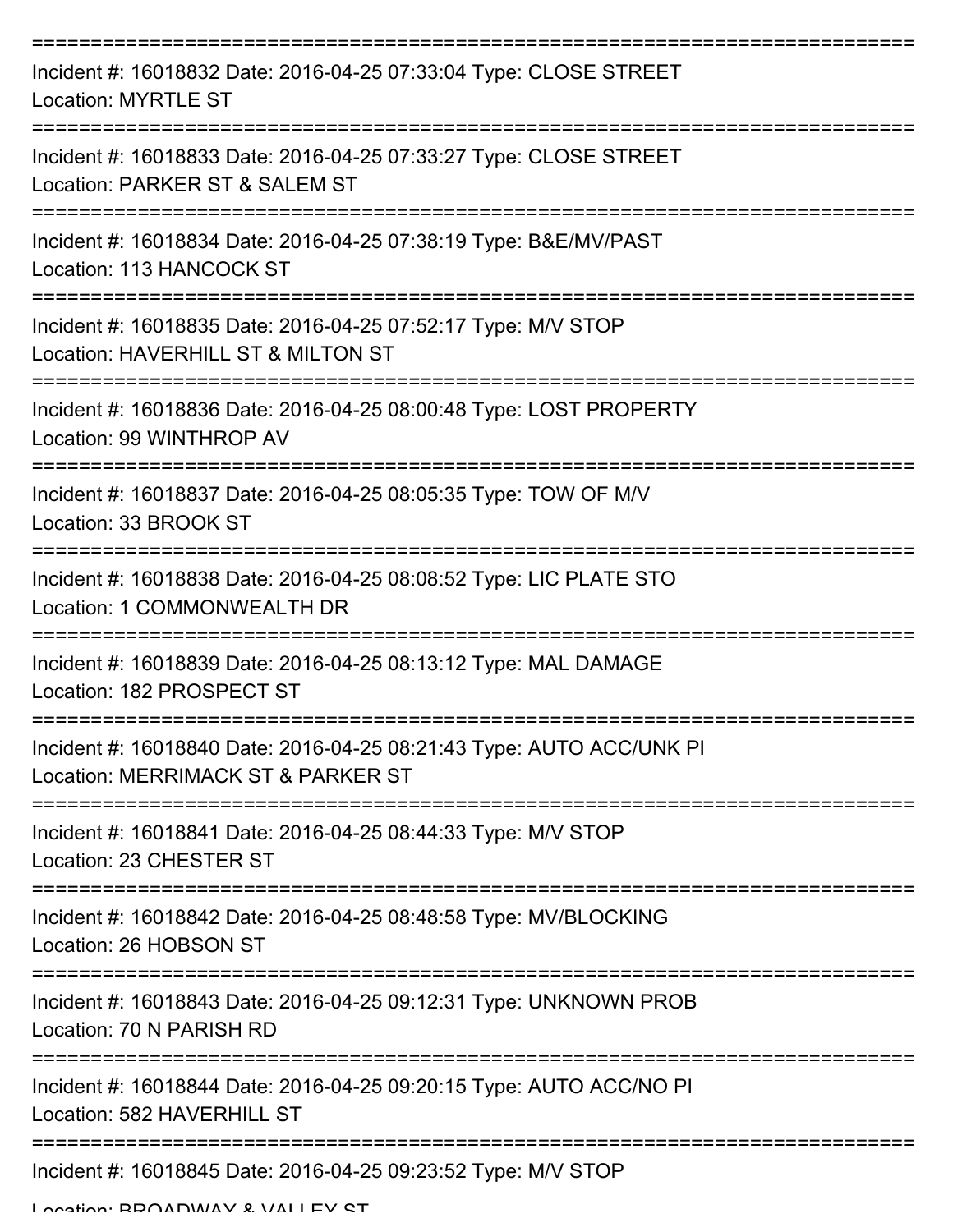Incident #: 16018832 Date: 2016-04-25 07:33:04 Type: CLOSE STREET
Location: MYRTLE ST

Incident #: 16018833 Date: 2016-04-25 07:33:27 Type: CLOSE STREET
Location: PARKER ST & SALEM ST

Incident #: 16018834 Date: 2016-04-25 07:38:19 Type: B&E/MV/PAST
Location: 113 HANCOCK ST

Incident #: 16018835 Date: 2016-04-25 07:52:17 Type: M/V STOP
Location: HAVERHILL ST & MILTON ST

Incident #: 16018836 Date: 2016-04-25 08:00:48 Type: LOST PROPERTY
Location: 99 WINTHROP AV

Incident #: 16018837 Date: 2016-04-25 08:05:35 Type: TOW OF M/V
Location: 33 BROOK ST

Incident #: 16018838 Date: 2016-04-25 08:08:52 Type: LIC PLATE STO
Location: 1 COMMONWEALTH DR

Incident #: 16018839 Date: 2016-04-25 08:13:12 Type: MAL DAMAGE
Location: 182 PROSPECT ST

Incident #: 16018840 Date: 2016-04-25 08:21:43 Type: AUTO ACC/UNK PI
Location: MERRIMACK ST & PARKER ST

Incident #: 16018841 Date: 2016-04-25 08:44:33 Type: M/V STOP
Location: 23 CHESTER ST

Incident #: 16018842 Date: 2016-04-25 08:48:58 Type: MV/BLOCKING
Location: 26 HOBSON ST

Incident #: 16018843 Date: 2016-04-25 09:12:31 Type: UNKNOWN PROB
Location: 70 N PARISH RD

Incident #: 16018844 Date: 2016-04-25 09:20:15 Type: AUTO ACC/NO PI
Location: 582 HAVERHILL ST

Incident #: 16018845 Date: 2016-04-25 09:23:52 Type: M/V STOP
Location: BROADWAY & VALLEY ST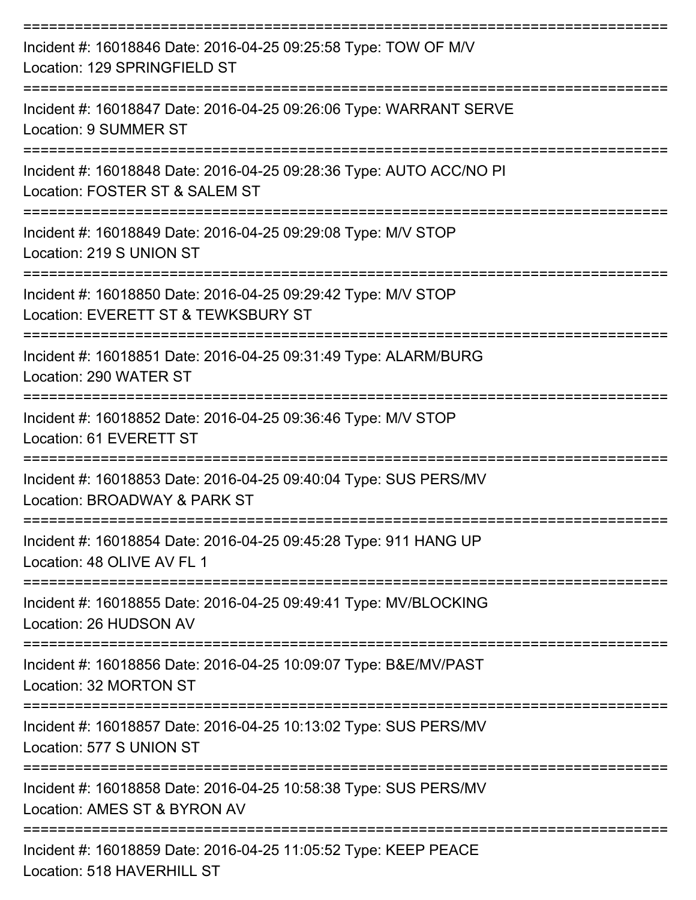Incident #: 16018846 Date: 2016-04-25 09:25:58 Type: TOW OF M/V
Location: 129 SPRINGFIELD ST

---

Incident #: 16018847 Date: 2016-04-25 09:26:06 Type: WARRANT SERVE
Location: 9 SUMMER ST

---

Incident #: 16018848 Date: 2016-04-25 09:28:36 Type: AUTO ACC/NO PI
Location: FOSTER ST & SALEM ST

---

Incident #: 16018849 Date: 2016-04-25 09:29:08 Type: M/V STOP
Location: 219 S UNION ST

---

Incident #: 16018850 Date: 2016-04-25 09:29:42 Type: M/V STOP
Location: EVERETT ST & TEWKSBURY ST

---

Incident #: 16018851 Date: 2016-04-25 09:31:49 Type: ALARM/BURG
Location: 290 WATER ST

---

Incident #: 16018852 Date: 2016-04-25 09:36:46 Type: M/V STOP
Location: 61 EVERETT ST

---

Incident #: 16018853 Date: 2016-04-25 09:40:04 Type: SUS PERS/MV
Location: BROADWAY & PARK ST

---

Incident #: 16018854 Date: 2016-04-25 09:45:28 Type: 911 HANG UP
Location: 48 OLIVE AV FL 1

---

Incident #: 16018855 Date: 2016-04-25 09:49:41 Type: MV/BLOCKING
Location: 26 HUDSON AV

---

Incident #: 16018856 Date: 2016-04-25 10:09:07 Type: B&E/MV/PAST
Location: 32 MORTON ST

---

Incident #: 16018857 Date: 2016-04-25 10:13:02 Type: SUS PERS/MV
Location: 577 S UNION ST

---

Incident #: 16018858 Date: 2016-04-25 10:58:38 Type: SUS PERS/MV
Location: AMES ST & BYRON AV

---

Incident #: 16018859 Date: 2016-04-25 11:05:52 Type: KEEP PEACE
Location: 518 HAVERHILL ST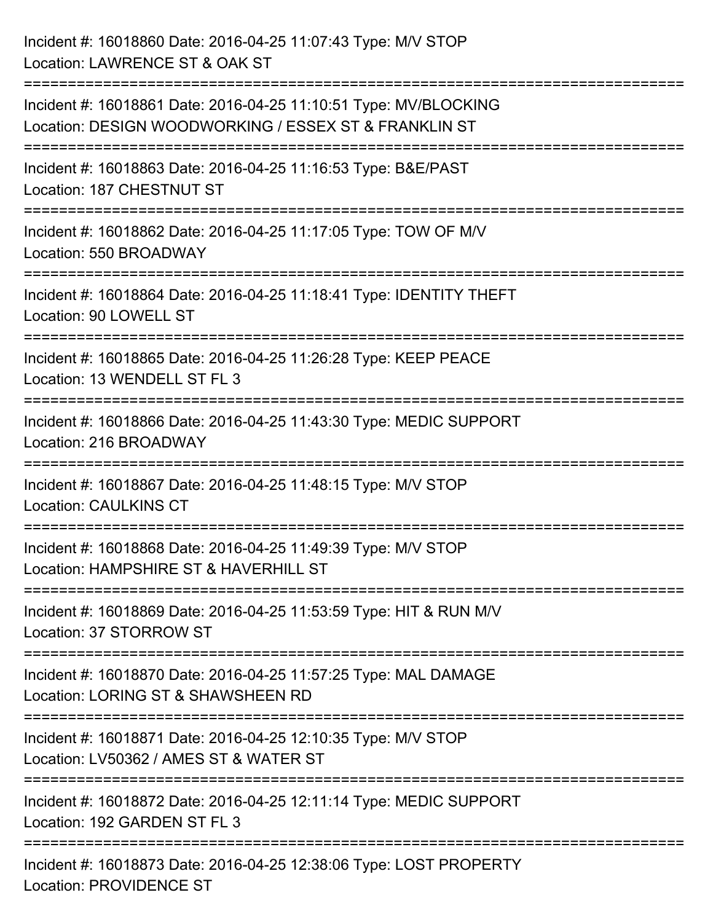Incident #: 16018860 Date: 2016-04-25 11:07:43 Type: M/V STOP
Location: LAWRENCE ST & OAK ST

===========================================================================

Incident #: 16018861 Date: 2016-04-25 11:10:51 Type: MV/BLOCKING
Location: DESIGN WOODWORKING / ESSEX ST & FRANKLIN ST

===========================================================================

Incident #: 16018863 Date: 2016-04-25 11:16:53 Type: B&E/PAST
Location: 187 CHESTNUT ST

===========================================================================

Incident #: 16018862 Date: 2016-04-25 11:17:05 Type: TOW OF M/V
Location: 550 BROADWAY

===========================================================================

Incident #: 16018864 Date: 2016-04-25 11:18:41 Type: IDENTITY THEFT
Location: 90 LOWELL ST

===========================================================================

Incident #: 16018865 Date: 2016-04-25 11:26:28 Type: KEEP PEACE
Location: 13 WENDELL ST FL 3

===========================================================================

Incident #: 16018866 Date: 2016-04-25 11:43:30 Type: MEDIC SUPPORT
Location: 216 BROADWAY

===========================================================================

Incident #: 16018867 Date: 2016-04-25 11:48:15 Type: M/V STOP
Location: CAULKINS CT

===========================================================================

Incident #: 16018868 Date: 2016-04-25 11:49:39 Type: M/V STOP
Location: HAMPSHIRE ST & HAVERHILL ST

===========================================================================

Incident #: 16018869 Date: 2016-04-25 11:53:59 Type: HIT & RUN M/V
Location: 37 STORROW ST

===========================================================================

Incident #: 16018870 Date: 2016-04-25 11:57:25 Type: MAL DAMAGE
Location: LORING ST & SHAWSHEEN RD

===========================================================================

Incident #: 16018871 Date: 2016-04-25 12:10:35 Type: M/V STOP
Location: LV50362 / AMES ST & WATER ST

===========================================================================

Incident #: 16018872 Date: 2016-04-25 12:11:14 Type: MEDIC SUPPORT
Location: 192 GARDEN ST FL 3

===========================================================================

Incident #: 16018873 Date: 2016-04-25 12:38:06 Type: LOST PROPERTY
Location: PROVIDENCE ST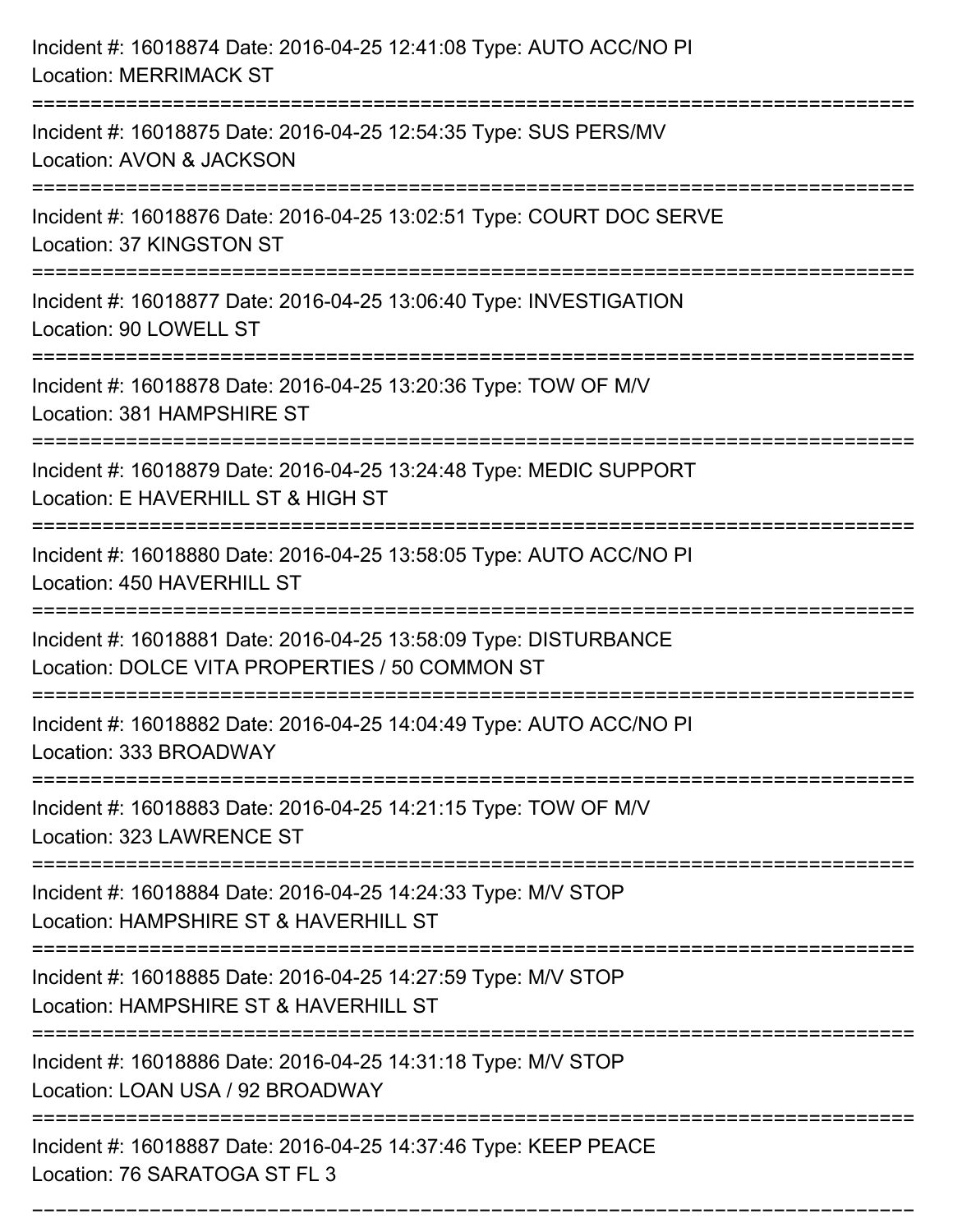Incident #: 16018874 Date: 2016-04-25 12:41:08 Type: AUTO ACC/NO PI
Location: MERRIMACK ST

===========================================================================

Incident #: 16018875 Date: 2016-04-25 12:54:35 Type: SUS PERS/MV
Location: AVON & JACKSON

===========================================================================

Incident #: 16018876 Date: 2016-04-25 13:02:51 Type: COURT DOC SERVE
Location: 37 KINGSTON ST

===========================================================================

Incident #: 16018877 Date: 2016-04-25 13:06:40 Type: INVESTIGATION
Location: 90 LOWELL ST

===========================================================================

Incident #: 16018878 Date: 2016-04-25 13:20:36 Type: TOW OF M/V
Location: 381 HAMPSHIRE ST

===========================================================================

Incident #: 16018879 Date: 2016-04-25 13:24:48 Type: MEDIC SUPPORT
Location: E HAVERHILL ST & HIGH ST

===========================================================================

Incident #: 16018880 Date: 2016-04-25 13:58:05 Type: AUTO ACC/NO PI
Location: 450 HAVERHILL ST

===========================================================================

Incident #: 16018881 Date: 2016-04-25 13:58:09 Type: DISTURBANCE
Location: DOLCE VITA PROPERTIES / 50 COMMON ST

===========================================================================

Incident #: 16018882 Date: 2016-04-25 14:04:49 Type: AUTO ACC/NO PI
Location: 333 BROADWAY

===========================================================================

Incident #: 16018883 Date: 2016-04-25 14:21:15 Type: TOW OF M/V
Location: 323 LAWRENCE ST

===========================================================================

Incident #: 16018884 Date: 2016-04-25 14:24:33 Type: M/V STOP
Location: HAMPSHIRE ST & HAVERHILL ST

===========================================================================

Incident #: 16018885 Date: 2016-04-25 14:27:59 Type: M/V STOP
Location: HAMPSHIRE ST & HAVERHILL ST

===========================================================================

Incident #: 16018886 Date: 2016-04-25 14:31:18 Type: M/V STOP
Location: LOAN USA / 92 BROADWAY

===========================================================================

Incident #: 16018887 Date: 2016-04-25 14:37:46 Type: KEEP PEACE
Location: 76 SARATOGA ST FL 3

===========================================================================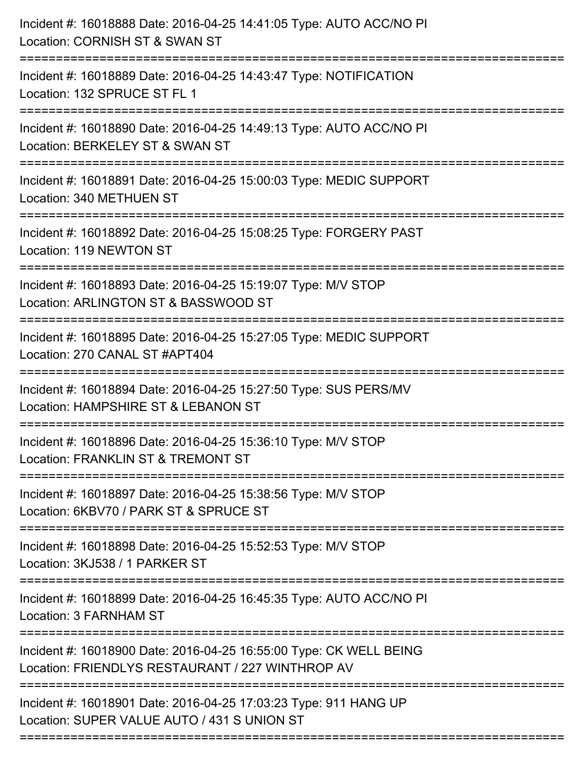Incident #: 16018888 Date: 2016-04-25 14:41:05 Type: AUTO ACC/NO PI
Location: CORNISH ST & SWAN ST

===========================================================================

Incident #: 16018889 Date: 2016-04-25 14:43:47 Type: NOTIFICATION
Location: 132 SPRUCE ST FL 1

===========================================================================

Incident #: 16018890 Date: 2016-04-25 14:49:13 Type: AUTO ACC/NO PI
Location: BERKELEY ST & SWAN ST

===========================================================================

Incident #: 16018891 Date: 2016-04-25 15:00:03 Type: MEDIC SUPPORT
Location: 340 METHUEN ST

===========================================================================

Incident #: 16018892 Date: 2016-04-25 15:08:25 Type: FORGERY PAST
Location: 119 NEWTON ST

===========================================================================

Incident #: 16018893 Date: 2016-04-25 15:19:07 Type: M/V STOP
Location: ARLINGTON ST & BASSWOOD ST

===========================================================================

Incident #: 16018895 Date: 2016-04-25 15:27:05 Type: MEDIC SUPPORT
Location: 270 CANAL ST #APT404

===========================================================================

Incident #: 16018894 Date: 2016-04-25 15:27:50 Type: SUS PERS/MV
Location: HAMPSHIRE ST & LEBANON ST

===========================================================================

Incident #: 16018896 Date: 2016-04-25 15:36:10 Type: M/V STOP
Location: FRANKLIN ST & TREMONT ST

===========================================================================

Incident #: 16018897 Date: 2016-04-25 15:38:56 Type: M/V STOP
Location: 6KBV70 / PARK ST & SPRUCE ST

===========================================================================

Incident #: 16018898 Date: 2016-04-25 15:52:53 Type: M/V STOP
Location: 3KJ538 / 1 PARKER ST

===========================================================================

Incident #: 16018899 Date: 2016-04-25 16:45:35 Type: AUTO ACC/NO PI
Location: 3 FARNHAM ST

===========================================================================

Incident #: 16018900 Date: 2016-04-25 16:55:00 Type: CK WELL BEING
Location: FRIENDLYS RESTAURANT / 227 WINTHROP AV

===========================================================================

Incident #: 16018901 Date: 2016-04-25 17:03:23 Type: 911 HANG UP
Location: SUPER VALUE AUTO / 431 S UNION ST

===========================================================================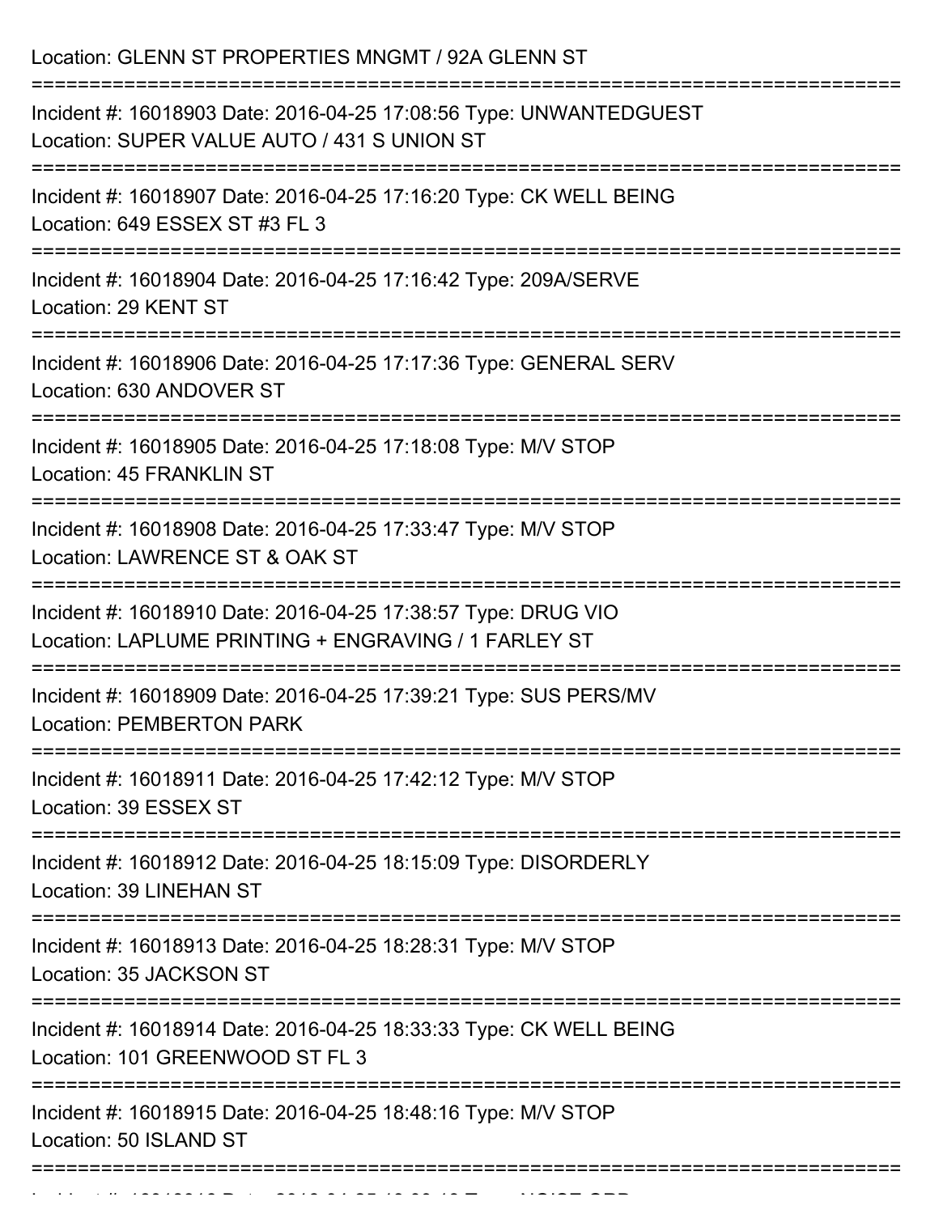Location: GLENN ST PROPERTIES MNGMT / 92A GLENN ST

===========================================================================

Incident #: 16018903 Date: 2016-04-25 17:08:56 Type: UNWANTEDGUEST
Location: SUPER VALUE AUTO / 431 S UNION ST

===========================================================================

Incident #: 16018907 Date: 2016-04-25 17:16:20 Type: CK WELL BEING
Location: 649 ESSEX ST #3 FL 3

===========================================================================

Incident #: 16018904 Date: 2016-04-25 17:16:42 Type: 209A/SERVE
Location: 29 KENT ST

===========================================================================

Incident #: 16018906 Date: 2016-04-25 17:17:36 Type: GENERAL SERV
Location: 630 ANDOVER ST

===========================================================================

Incident #: 16018905 Date: 2016-04-25 17:18:08 Type: M/V STOP
Location: 45 FRANKLIN ST

===========================================================================

Incident #: 16018908 Date: 2016-04-25 17:33:47 Type: M/V STOP
Location: LAWRENCE ST & OAK ST

===========================================================================

Incident #: 16018910 Date: 2016-04-25 17:38:57 Type: DRUG VIO
Location: LAPLUME PRINTING + ENGRAVING / 1 FARLEY ST

===========================================================================

Incident #: 16018909 Date: 2016-04-25 17:39:21 Type: SUS PERS/MV
Location: PEMBERTON PARK

===========================================================================

Incident #: 16018911 Date: 2016-04-25 17:42:12 Type: M/V STOP
Location: 39 ESSEX ST

===========================================================================

Incident #: 16018912 Date: 2016-04-25 18:15:09 Type: DISORDERLY
Location: 39 LINEHAN ST

===========================================================================

Incident #: 16018913 Date: 2016-04-25 18:28:31 Type: M/V STOP
Location: 35 JACKSON ST

===========================================================================

Incident #: 16018914 Date: 2016-04-25 18:33:33 Type: CK WELL BEING
Location: 101 GREENWOOD ST FL 3

===========================================================================

Incident #: 16018915 Date: 2016-04-25 18:48:16 Type: M/V STOP
Location: 50 ISLAND ST

===========================================================================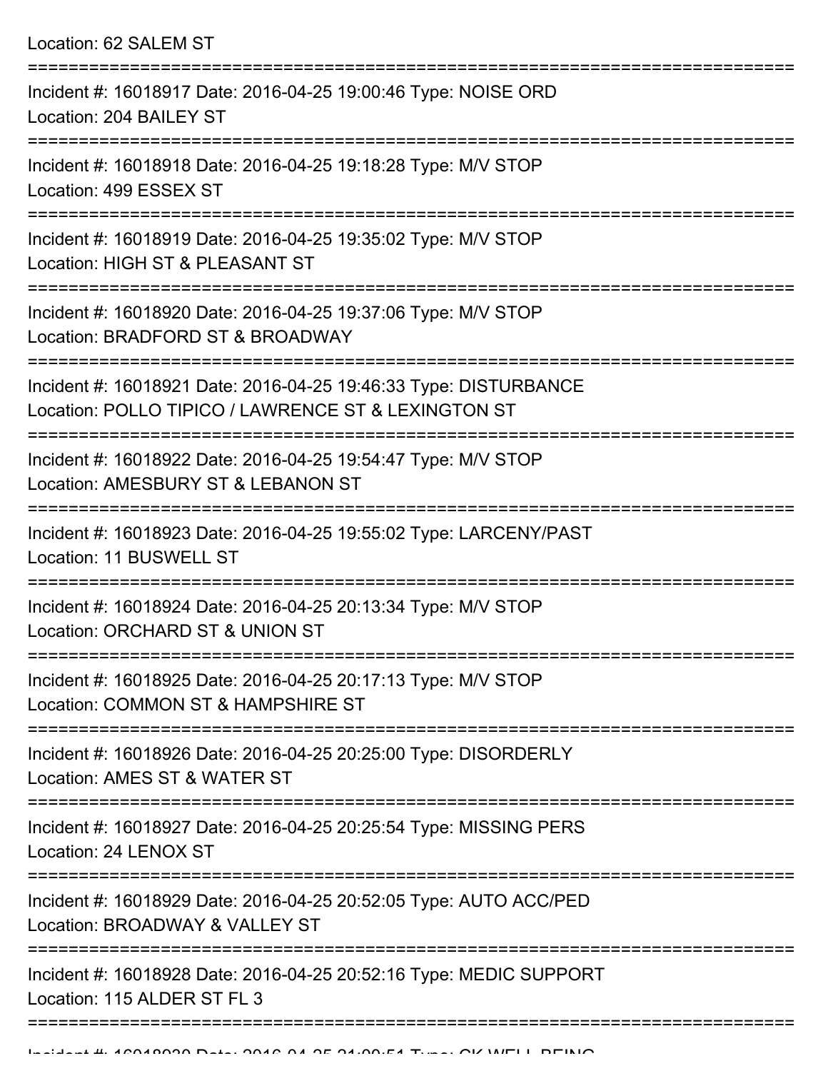Location: 62 SALEM ST

===========================================================================

Incident #: 16018917 Date: 2016-04-25 19:00:46 Type: NOISE ORD
Location: 204 BAILEY ST

===========================================================================

Incident #: 16018918 Date: 2016-04-25 19:18:28 Type: M/V STOP
Location: 499 ESSEX ST

===========================================================================

Incident #: 16018919 Date: 2016-04-25 19:35:02 Type: M/V STOP
Location: HIGH ST & PLEASANT ST

===========================================================================

Incident #: 16018920 Date: 2016-04-25 19:37:06 Type: M/V STOP
Location: BRADFORD ST & BROADWAY

===========================================================================

Incident #: 16018921 Date: 2016-04-25 19:46:33 Type: DISTURBANCE
Location: POLLO TIPICO / LAWRENCE ST & LEXINGTON ST

===========================================================================

Incident #: 16018922 Date: 2016-04-25 19:54:47 Type: M/V STOP
Location: AMESBURY ST & LEBANON ST

===========================================================================

Incident #: 16018923 Date: 2016-04-25 19:55:02 Type: LARCENY/PAST
Location: 11 BUSWELL ST

===========================================================================

Incident #: 16018924 Date: 2016-04-25 20:13:34 Type: M/V STOP
Location: ORCHARD ST & UNION ST

===========================================================================

Incident #: 16018925 Date: 2016-04-25 20:17:13 Type: M/V STOP
Location: COMMON ST & HAMPSHIRE ST

===========================================================================

Incident #: 16018926 Date: 2016-04-25 20:25:00 Type: DISORDERLY
Location: AMES ST & WATER ST

===========================================================================

Incident #: 16018927 Date: 2016-04-25 20:25:54 Type: MISSING PERS
Location: 24 LENOX ST

===========================================================================

Incident #: 16018929 Date: 2016-04-25 20:52:05 Type: AUTO ACC/PED
Location: BROADWAY & VALLEY ST

===========================================================================

Incident #: 16018928 Date: 2016-04-25 20:52:16 Type: MEDIC SUPPORT
Location: 115 ALDER ST FL 3

===========================================================================

Incident #: 16018930 Date: 2016-04-25 21:00:51 Type: CK WELL BEING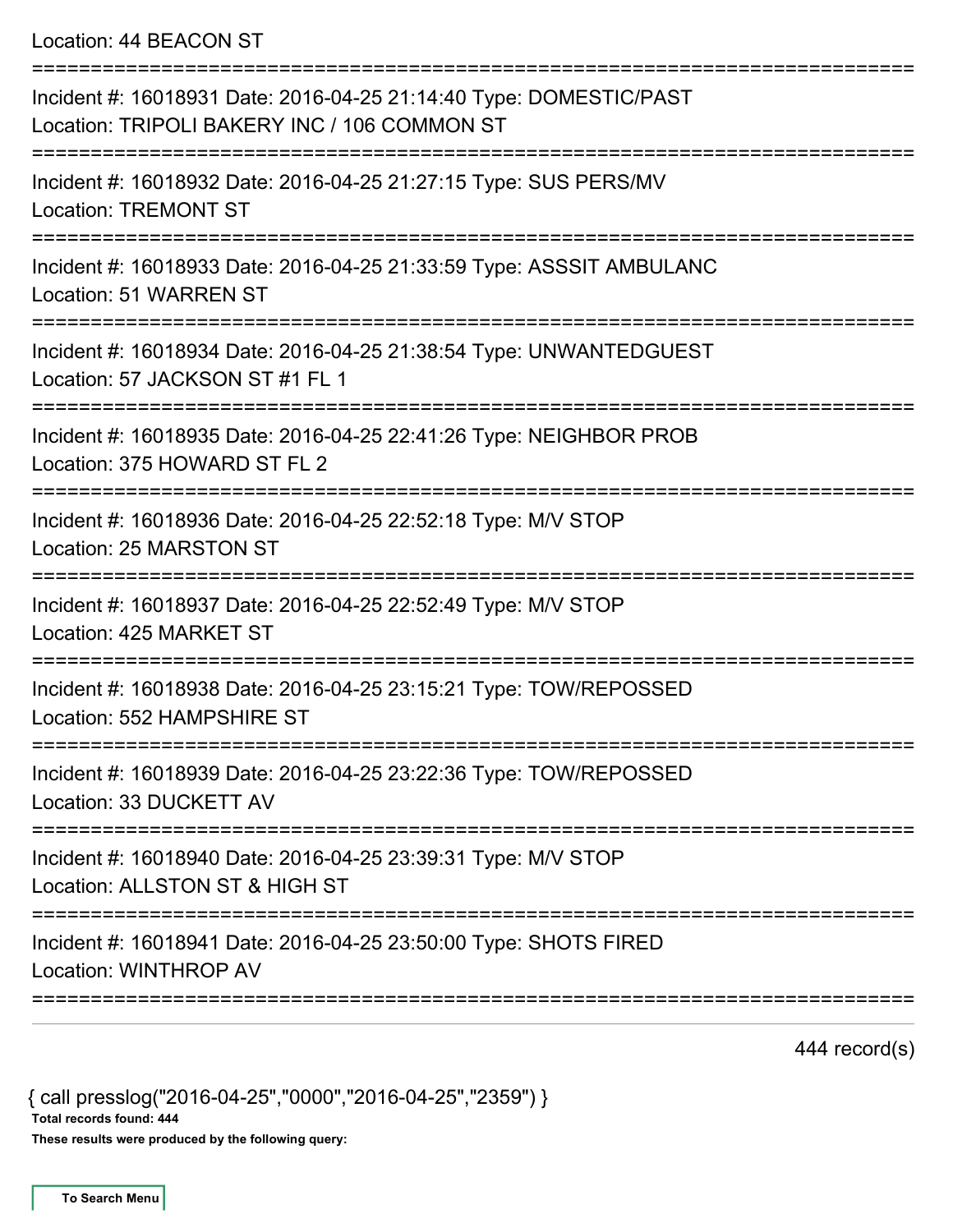Location: 44 BEACON ST

===========================================================================

Incident #: 16018931 Date: 2016-04-25 21:14:40 Type: DOMESTIC/PAST
Location: TRIPOLI BAKERY INC / 106 COMMON ST

===========================================================================

Incident #: 16018932 Date: 2016-04-25 21:27:15 Type: SUS PERS/MV
Location: TREMONT ST

===========================================================================

Incident #: 16018933 Date: 2016-04-25 21:33:59 Type: ASSSIT AMBULANC
Location: 51 WARREN ST

===========================================================================

Incident #: 16018934 Date: 2016-04-25 21:38:54 Type: UNWANTEDGUEST
Location: 57 JACKSON ST #1 FL 1

===========================================================================

Incident #: 16018935 Date: 2016-04-25 22:41:26 Type: NEIGHBOR PROB
Location: 375 HOWARD ST FL 2

===========================================================================

Incident #: 16018936 Date: 2016-04-25 22:52:18 Type: M/V STOP
Location: 25 MARSTON ST

===========================================================================

Incident #: 16018937 Date: 2016-04-25 22:52:49 Type: M/V STOP
Location: 425 MARKET ST

===========================================================================

Incident #: 16018938 Date: 2016-04-25 23:15:21 Type: TOW/REPOSSED
Location: 552 HAMPSHIRE ST

===========================================================================

Incident #: 16018939 Date: 2016-04-25 23:22:36 Type: TOW/REPOSSED
Location: 33 DUCKETT AV

===========================================================================

Incident #: 16018940 Date: 2016-04-25 23:39:31 Type: M/V STOP
Location: ALLSTON ST & HIGH ST

===========================================================================

Incident #: 16018941 Date: 2016-04-25 23:50:00 Type: SHOTS FIRED
Location: WINTHROP AV

===========================================================================

444 record(s)

{ call presslog("2016-04-25","0000","2016-04-25","2359") }

**Total records found: 444**

**These results were produced by the following query:**

**To Search Menu**